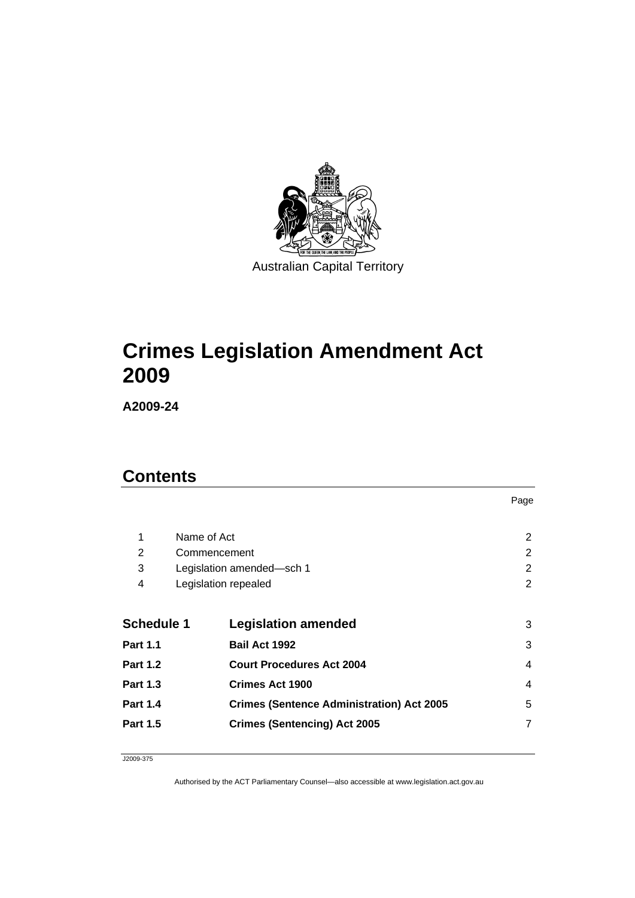Australian Capital Territory

# Crimes Legislation Amendment Act 2009

**A2009-24**

## Contents

| | | Page |
|---|---|---|
| 1 | Name of Act | 2 |
| 2 | Commencement | 2 |
| 3 | Legislation amended—sch 1 | 2 |
| 4 | Legislation repealed | 2 |
| **Schedule 1** | **Legislation amended** | 3 |
| **Part 1.1** | **Bail Act 1992** | 3 |
| **Part 1.2** | **Court Procedures Act 2004** | 4 |
| **Part 1.3** | **Crimes Act 1900** | 4 |
| **Part 1.4** | **Crimes (Sentence Administration) Act 2005** | 5 |
| **Part 1.5** | **Crimes (Sentencing) Act 2005** | 7 |

J2009-375

Authorised by the ACT Parliamentary Counsel—also accessible at www.legislation.act.gov.au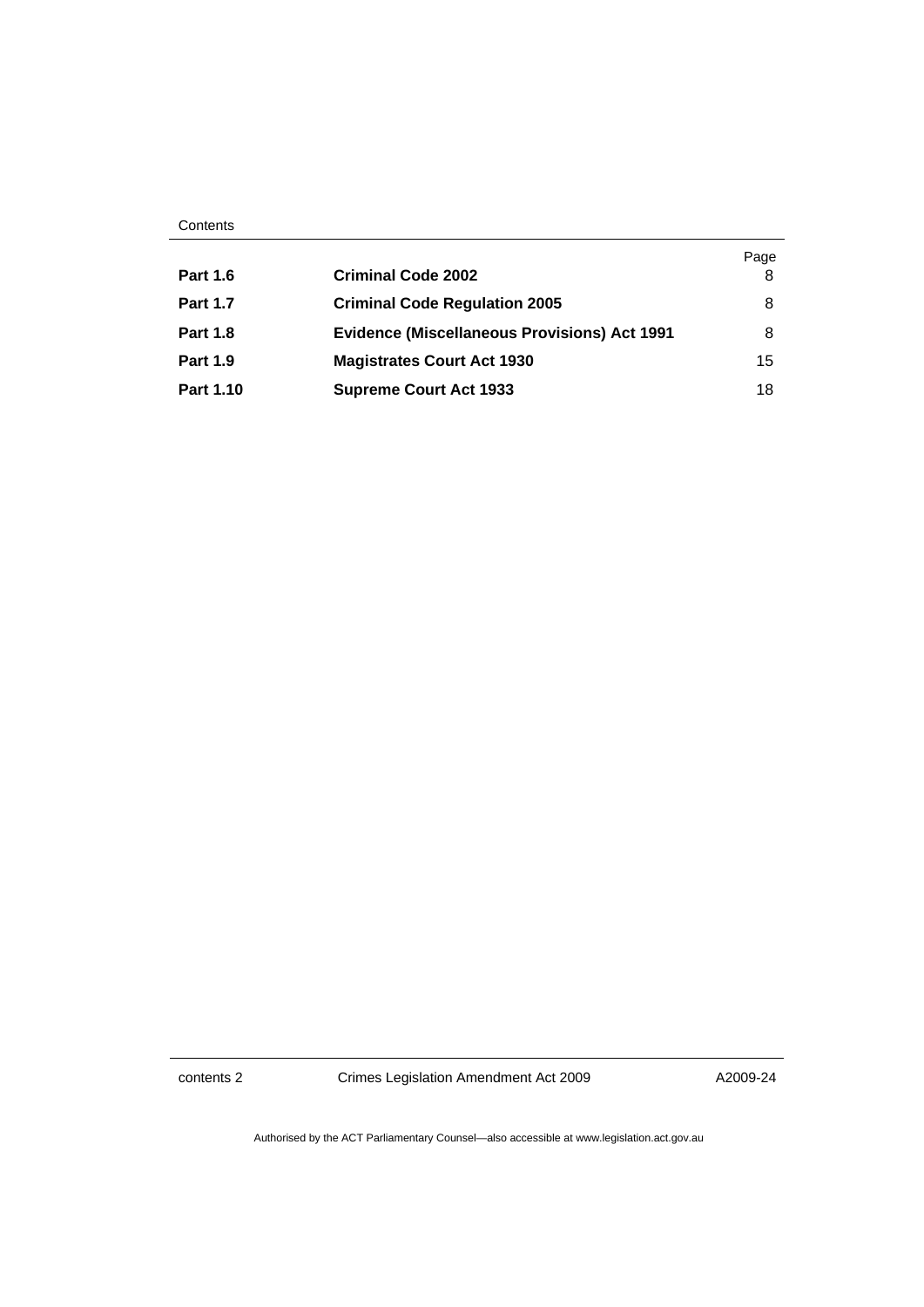Contents

| | | Page |
|---|---|---|
| **Part 1.6** | **Criminal Code 2002** | 8 |
| **Part 1.7** | **Criminal Code Regulation 2005** | 8 |
| **Part 1.8** | **Evidence (Miscellaneous Provisions) Act 1991** | 8 |
| **Part 1.9** | **Magistrates Court Act 1930** | 15 |
| **Part 1.10** | **Supreme Court Act 1933** | 18 |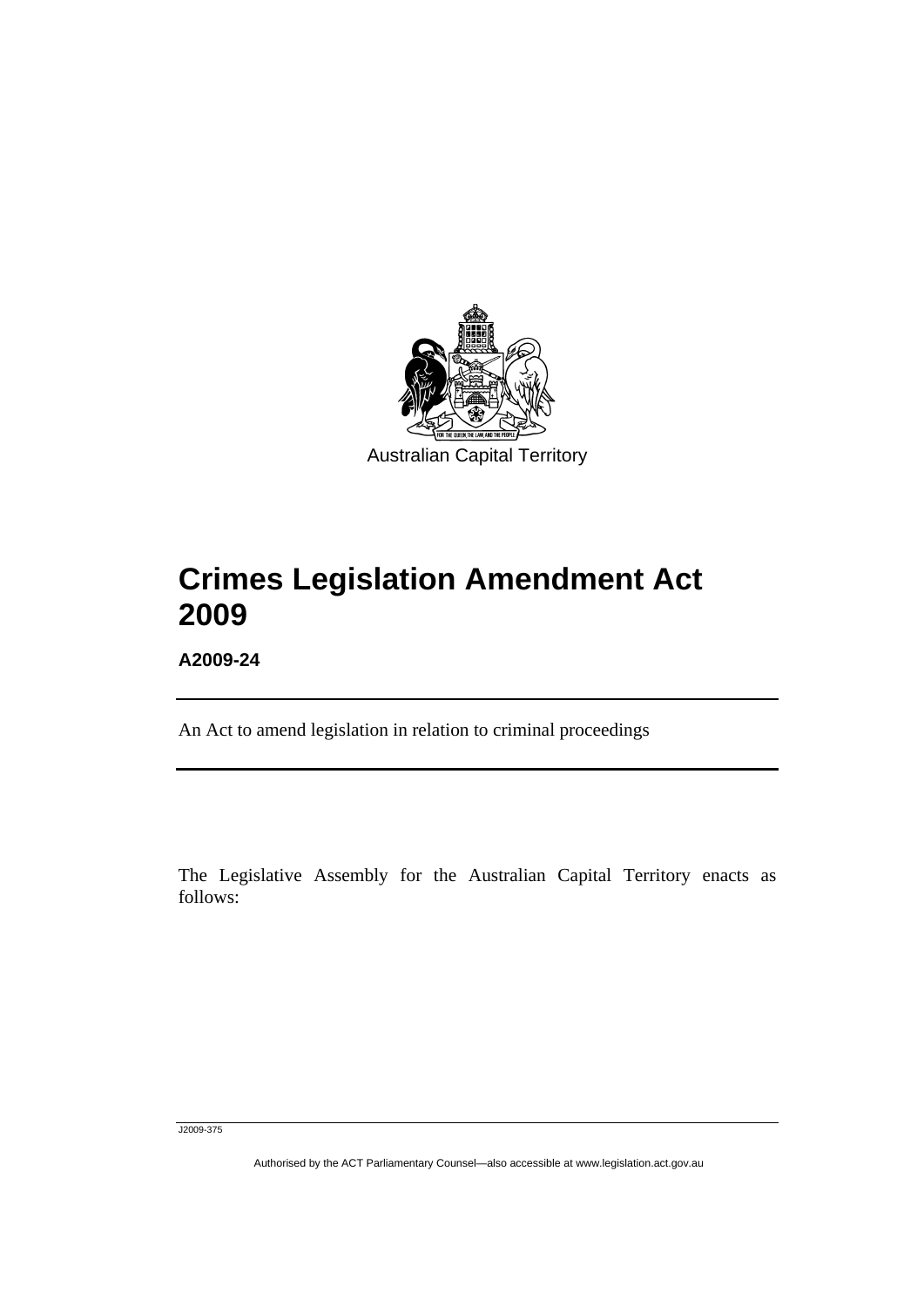Australian Capital Territory

# Crimes Legislation Amendment Act 2009

**A2009-24**

An Act to amend legislation in relation to criminal proceedings

The Legislative Assembly for the Australian Capital Territory enacts as follows:

J2009-375

Authorised by the ACT Parliamentary Counsel—also accessible at www.legislation.act.gov.au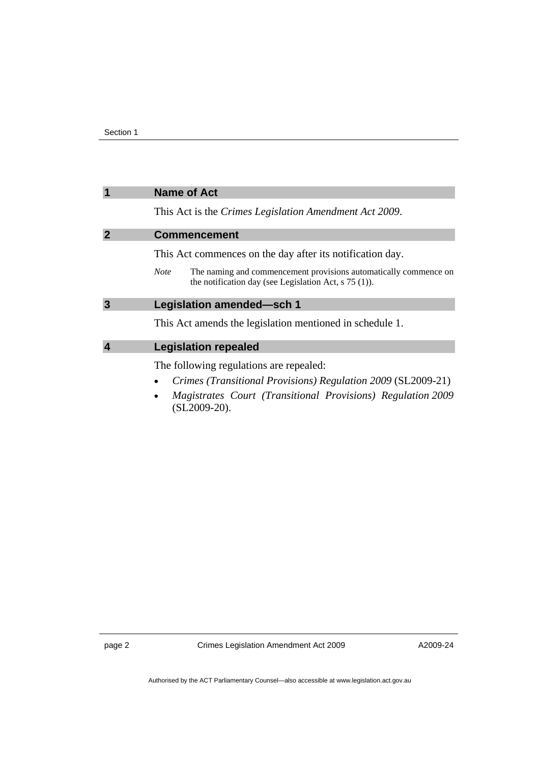## 1 Name of Act

This Act is the *Crimes Legislation Amendment Act 2009*.

## 2 Commencement

This Act commences on the day after its notification day.

*Note* The naming and commencement provisions automatically commence on the notification day (see Legislation Act, s 75 (1)).

## 3 Legislation amended—sch 1

This Act amends the legislation mentioned in schedule 1.

## 4 Legislation repealed

The following regulations are repealed:

- *Crimes (Transitional Provisions) Regulation 2009* (SL2009-21)
- *Magistrates Court (Transitional Provisions) Regulation 2009* (SL2009-20).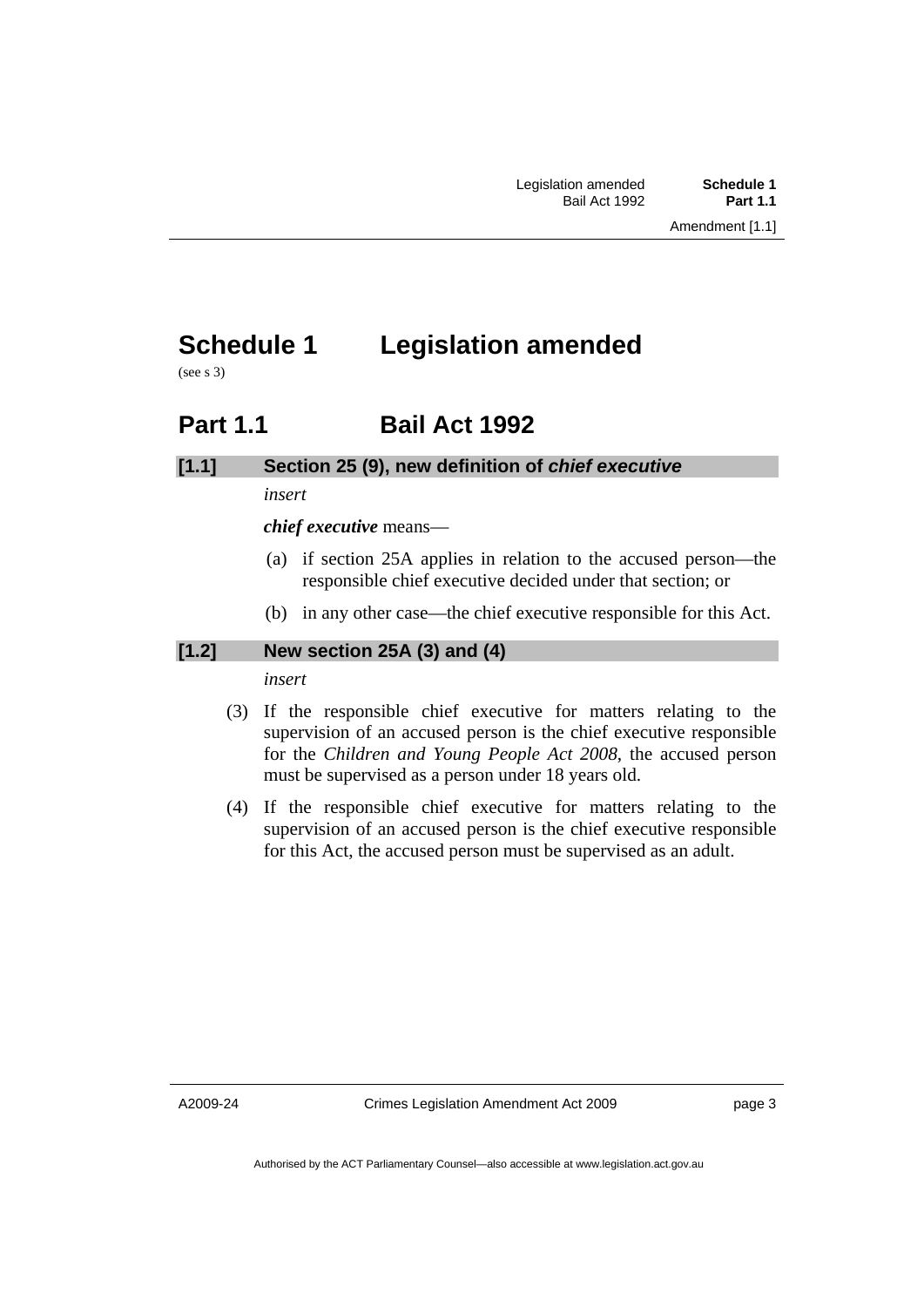# Schedule 1 Legislation amended

(see s 3)

## Part 1.1 Bail Act 1992

### [1.1] Section 25 (9), new definition of *chief executive*

*insert*

***chief executive*** means—

(a) if section 25A applies in relation to the accused person—the responsible chief executive decided under that section; or

(b) in any other case—the chief executive responsible for this Act.

### [1.2] New section 25A (3) and (4)

*insert*

(3) If the responsible chief executive for matters relating to the supervision of an accused person is the chief executive responsible for the *Children and Young People Act 2008*, the accused person must be supervised as a person under 18 years old.

(4) If the responsible chief executive for matters relating to the supervision of an accused person is the chief executive responsible for this Act, the accused person must be supervised as an adult.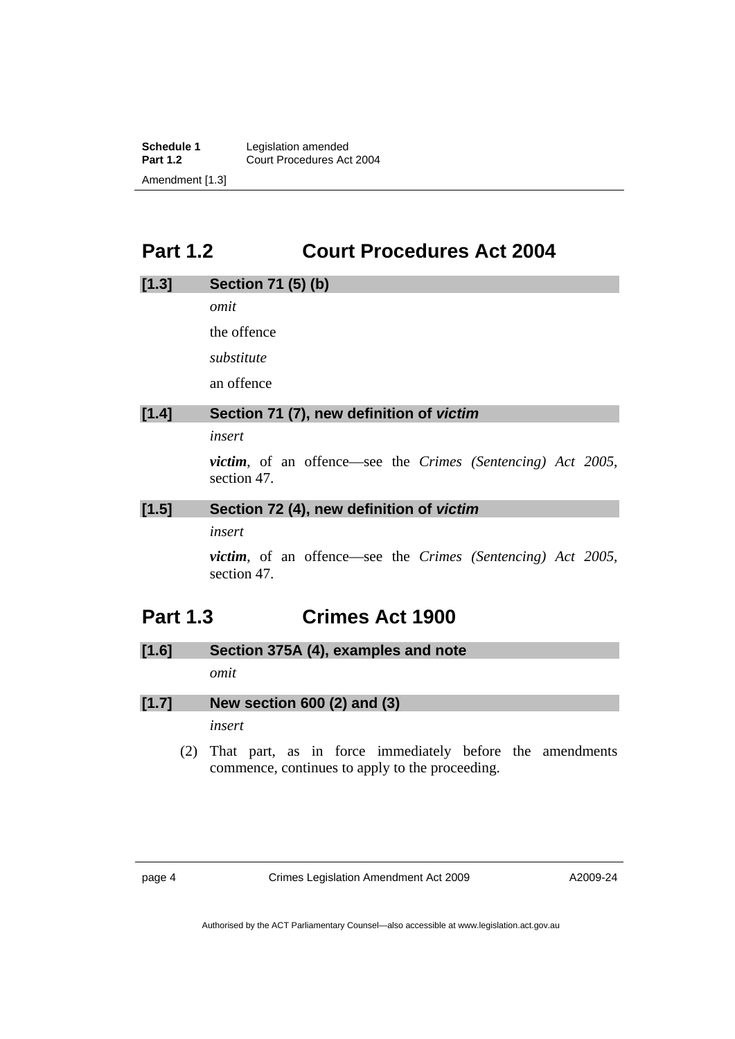## Part 1.2 Court Procedures Act 2004

### [1.3] Section 71 (5) (b)

*omit*

the offence

*substitute*

an offence

### [1.4] Section 71 (7), new definition of *victim*

*insert*

***victim***, of an offence—see the *Crimes (Sentencing) Act 2005*, section 47.

### [1.5] Section 72 (4), new definition of *victim*

*insert*

***victim***, of an offence—see the *Crimes (Sentencing) Act 2005*, section 47.

## Part 1.3 Crimes Act 1900

### [1.6] Section 375A (4), examples and note

*omit*

### [1.7] New section 600 (2) and (3)

*insert*

(2) That part, as in force immediately before the amendments commence, continues to apply to the proceeding.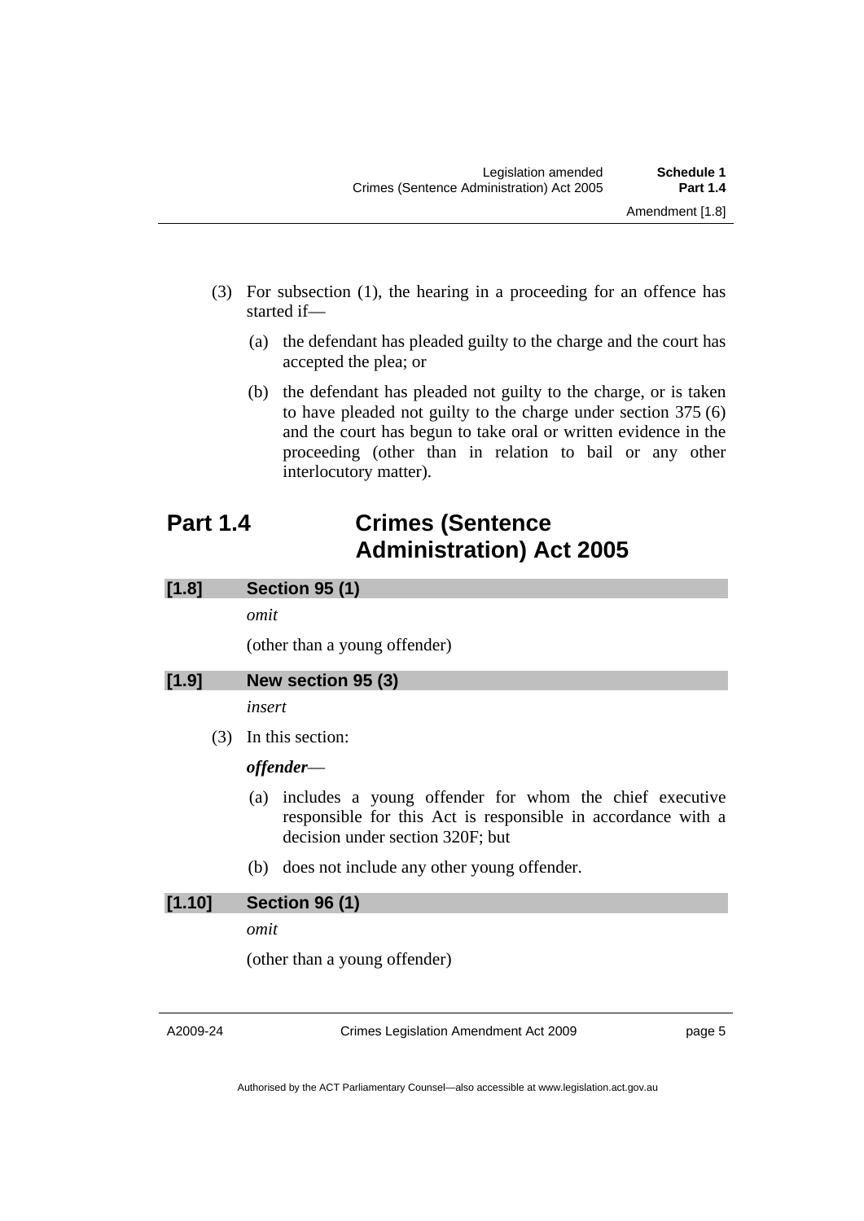(3) For subsection (1), the hearing in a proceeding for an offence has started if—

(a) the defendant has pleaded guilty to the charge and the court has accepted the plea; or

(b) the defendant has pleaded not guilty to the charge, or is taken to have pleaded not guilty to the charge under section 375 (6) and the court has begun to take oral or written evidence in the proceeding (other than in relation to bail or any other interlocutory matter).

## Part 1.4 Crimes (Sentence Administration) Act 2005

### [1.8] Section 95 (1)

*omit*

(other than a young offender)

### [1.9] New section 95 (3)

*insert*

(3) In this section:

***offender***—

(a) includes a young offender for whom the chief executive responsible for this Act is responsible in accordance with a decision under section 320F; but

(b) does not include any other young offender.

### [1.10] Section 96 (1)

*omit*

(other than a young offender)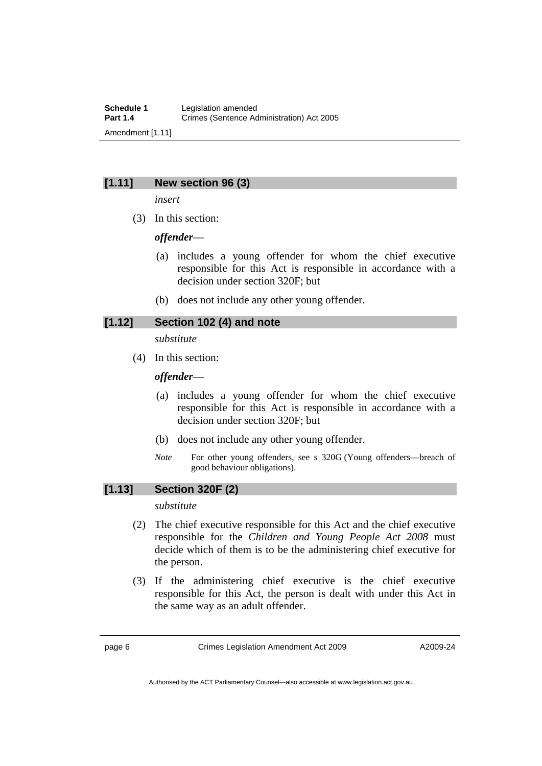### [1.11] New section 96 (3)

*insert*

(3) In this section:

***offender***—

(a) includes a young offender for whom the chief executive responsible for this Act is responsible in accordance with a decision under section 320F; but

(b) does not include any other young offender.

### [1.12] Section 102 (4) and note

*substitute*

(4) In this section:

***offender***—

(a) includes a young offender for whom the chief executive responsible for this Act is responsible in accordance with a decision under section 320F; but

(b) does not include any other young offender.

*Note* For other young offenders, see s 320G (Young offenders—breach of good behaviour obligations).

### [1.13] Section 320F (2)

*substitute*

(2) The chief executive responsible for this Act and the chief executive responsible for the *Children and Young People Act 2008* must decide which of them is to be the administering chief executive for the person.

(3) If the administering chief executive is the chief executive responsible for this Act, the person is dealt with under this Act in the same way as an adult offender.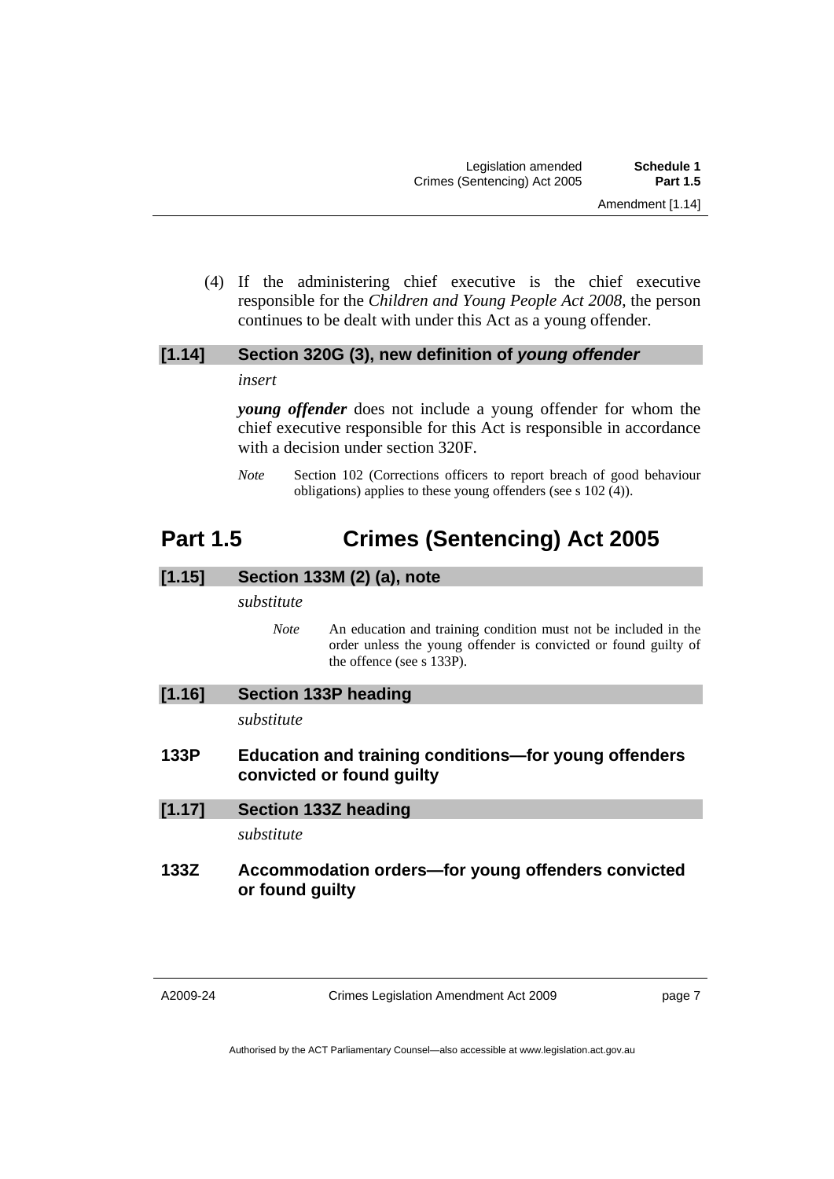(4) If the administering chief executive is the chief executive responsible for the *Children and Young People Act 2008*, the person continues to be dealt with under this Act as a young offender.

### [1.14] Section 320G (3), new definition of *young offender*

*insert*

***young offender*** does not include a young offender for whom the chief executive responsible for this Act is responsible in accordance with a decision under section 320F.

*Note* Section 102 (Corrections officers to report breach of good behaviour obligations) applies to these young offenders (see s 102 (4)).

## Part 1.5 Crimes (Sentencing) Act 2005

### [1.15] Section 133M (2) (a), note

*substitute*

*Note* An education and training condition must not be included in the order unless the young offender is convicted or found guilty of the offence (see s 133P).

### [1.16] Section 133P heading

*substitute*

**133P Education and training conditions—for young offenders convicted or found guilty**

### [1.17] Section 133Z heading

*substitute*

**133Z Accommodation orders—for young offenders convicted or found guilty**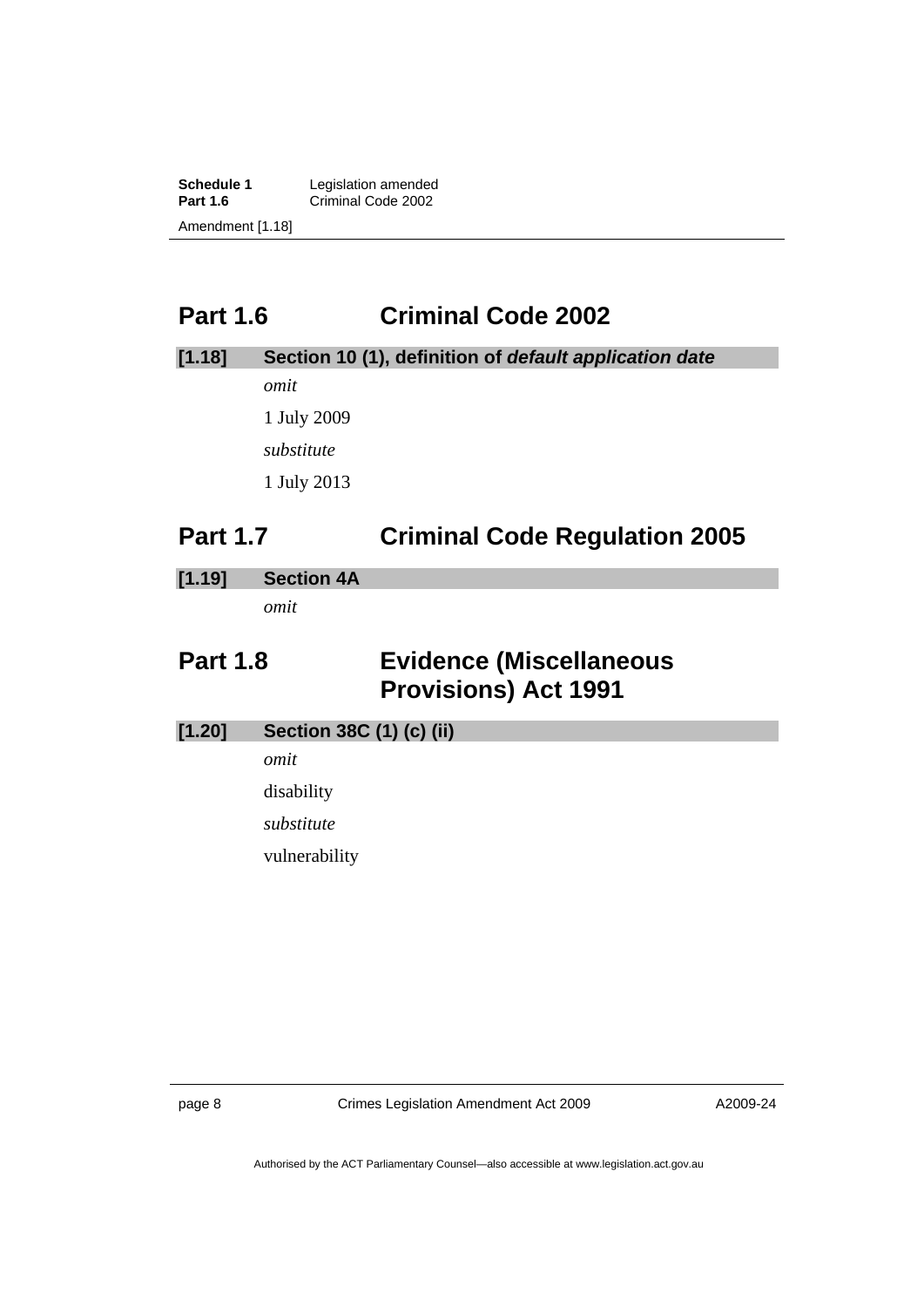## Part 1.6 Criminal Code 2002

**[1.18] Section 10 (1), definition of *default application date***

*omit*

1 July 2009

*substitute*

1 July 2013

## Part 1.7 Criminal Code Regulation 2005

**[1.19] Section 4A**

*omit*

## Part 1.8 Evidence (Miscellaneous Provisions) Act 1991

**[1.20] Section 38C (1) (c) (ii)**

*omit*

disability

*substitute*

vulnerability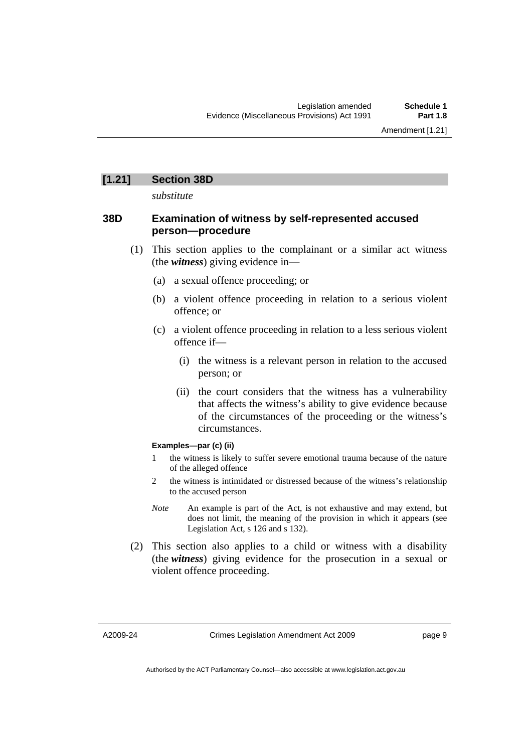## [1.21] Section 38D

*substitute*

### 38D Examination of witness by self-represented accused person—procedure

(1) This section applies to the complainant or a similar act witness (the ***witness***) giving evidence in—

(a) a sexual offence proceeding; or

(b) a violent offence proceeding in relation to a serious violent offence; or

(c) a violent offence proceeding in relation to a less serious violent offence if—

(i) the witness is a relevant person in relation to the accused person; or

(ii) the court considers that the witness has a vulnerability that affects the witness's ability to give evidence because of the circumstances of the proceeding or the witness's circumstances.

**Examples—par (c) (ii)**

1 the witness is likely to suffer severe emotional trauma because of the nature of the alleged offence

2 the witness is intimidated or distressed because of the witness's relationship to the accused person

*Note* An example is part of the Act, is not exhaustive and may extend, but does not limit, the meaning of the provision in which it appears (see Legislation Act, s 126 and s 132).

(2) This section also applies to a child or witness with a disability (the ***witness***) giving evidence for the prosecution in a sexual or violent offence proceeding.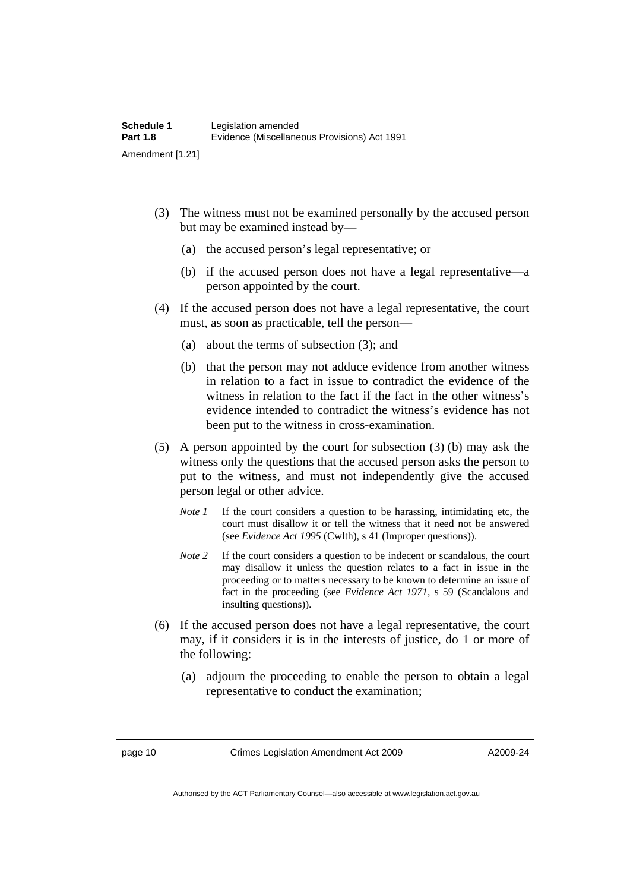(3) The witness must not be examined personally by the accused person but may be examined instead by—

(a) the accused person's legal representative; or

(b) if the accused person does not have a legal representative—a person appointed by the court.

(4) If the accused person does not have a legal representative, the court must, as soon as practicable, tell the person—

(a) about the terms of subsection (3); and

(b) that the person may not adduce evidence from another witness in relation to a fact in issue to contradict the evidence of the witness in relation to the fact if the fact in the other witness's evidence intended to contradict the witness's evidence has not been put to the witness in cross-examination.

(5) A person appointed by the court for subsection (3) (b) may ask the witness only the questions that the accused person asks the person to put to the witness, and must not independently give the accused person legal or other advice.

*Note 1* If the court considers a question to be harassing, intimidating etc, the court must disallow it or tell the witness that it need not be answered (see *Evidence Act 1995* (Cwlth), s 41 (Improper questions)).

*Note 2* If the court considers a question to be indecent or scandalous, the court may disallow it unless the question relates to a fact in issue in the proceeding or to matters necessary to be known to determine an issue of fact in the proceeding (see *Evidence Act 1971*, s 59 (Scandalous and insulting questions)).

(6) If the accused person does not have a legal representative, the court may, if it considers it is in the interests of justice, do 1 or more of the following:

(a) adjourn the proceeding to enable the person to obtain a legal representative to conduct the examination;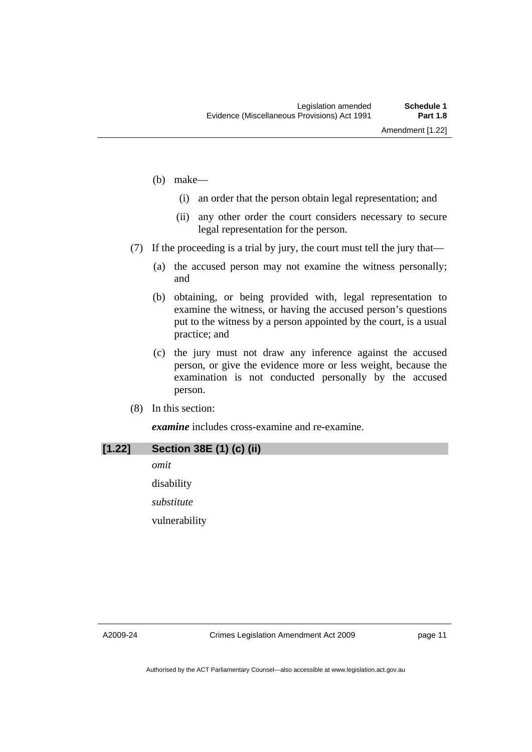(b) make—

   (i) an order that the person obtain legal representation; and

   (ii) any other order the court considers necessary to secure legal representation for the person.

(7) If the proceeding is a trial by jury, the court must tell the jury that—

   (a) the accused person may not examine the witness personally; and

   (b) obtaining, or being provided with, legal representation to examine the witness, or having the accused person's questions put to the witness by a person appointed by the court, is a usual practice; and

   (c) the jury must not draw any inference against the accused person, or give the evidence more or less weight, because the examination is not conducted personally by the accused person.

(8) In this section:

***examine*** includes cross-examine and re-examine.

## [1.22] Section 38E (1) (c) (ii)

*omit*

disability

*substitute*

vulnerability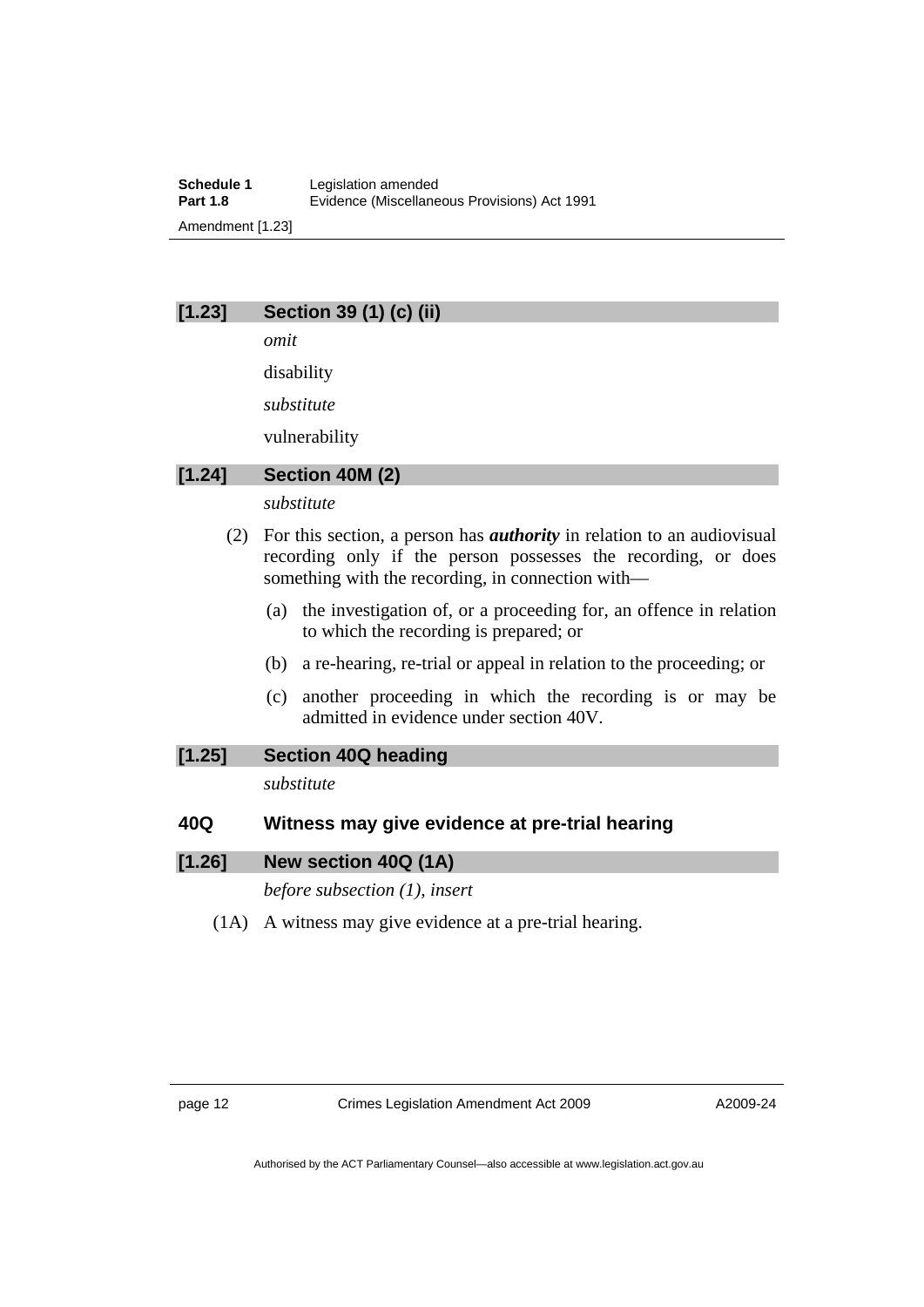### [1.23] Section 39 (1) (c) (ii)

*omit*

disability

*substitute*

vulnerability

### [1.24] Section 40M (2)

*substitute*

(2) For this section, a person has ***authority*** in relation to an audiovisual recording only if the person possesses the recording, or does something with the recording, in connection with—

(a) the investigation of, or a proceeding for, an offence in relation to which the recording is prepared; or

(b) a re-hearing, re-trial or appeal in relation to the proceeding; or

(c) another proceeding in which the recording is or may be admitted in evidence under section 40V.

### [1.25] Section 40Q heading

*substitute*

### 40Q Witness may give evidence at pre-trial hearing

### [1.26] New section 40Q (1A)

*before subsection (1), insert*

(1A) A witness may give evidence at a pre-trial hearing.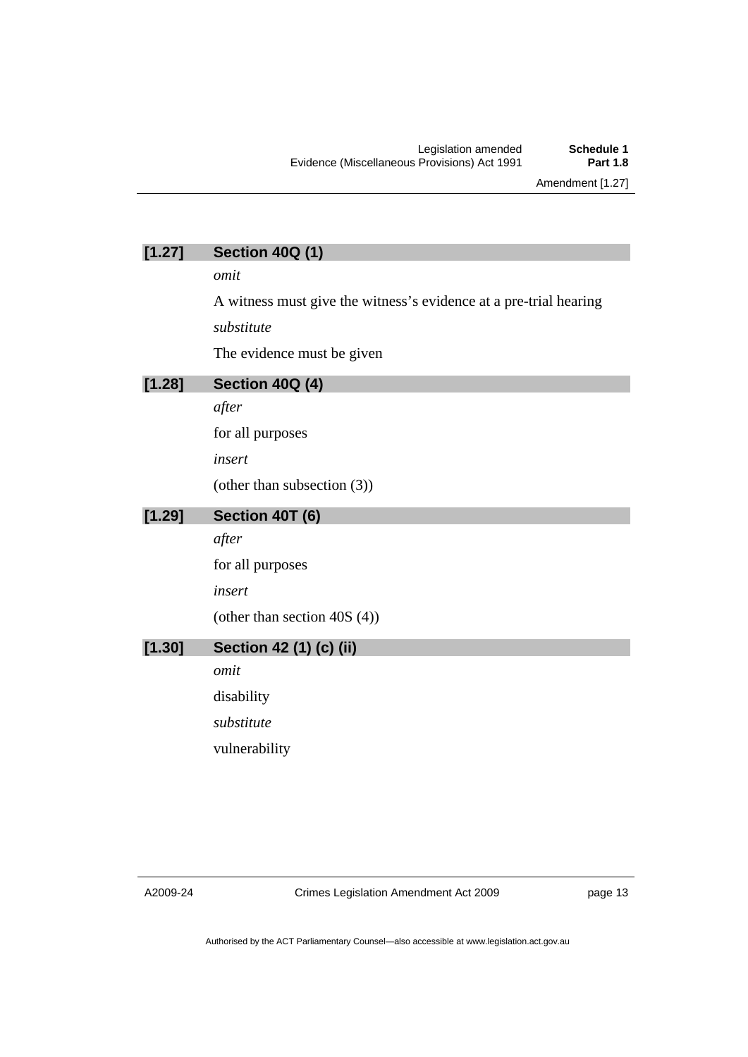### [1.27] Section 40Q (1)

*omit*

A witness must give the witness's evidence at a pre-trial hearing

*substitute*

The evidence must be given

### [1.28] Section 40Q (4)

*after*

for all purposes

*insert*

(other than subsection (3))

### [1.29] Section 40T (6)

*after*

for all purposes

*insert*

(other than section 40S (4))

### [1.30] Section 42 (1) (c) (ii)

*omit*

disability

*substitute*

vulnerability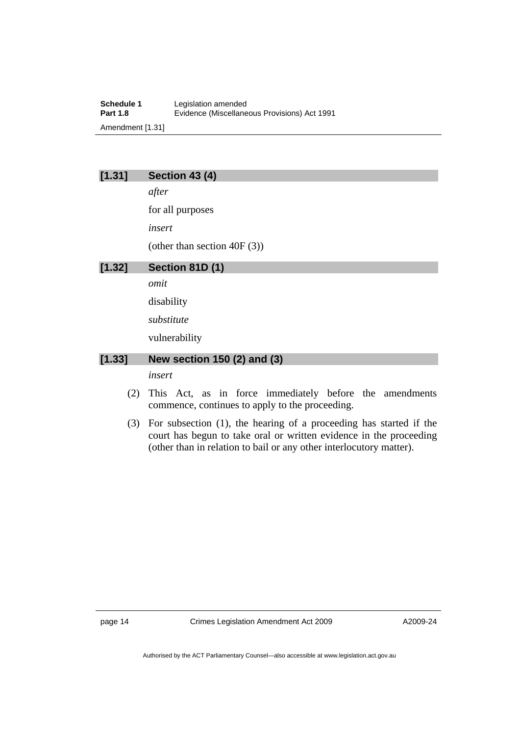### [1.31] Section 43 (4)

*after*

for all purposes

*insert*

(other than section 40F (3))

### [1.32] Section 81D (1)

*omit*

disability

*substitute*

vulnerability

### [1.33] New section 150 (2) and (3)

*insert*

(2) This Act, as in force immediately before the amendments commence, continues to apply to the proceeding.

(3) For subsection (1), the hearing of a proceeding has started if the court has begun to take oral or written evidence in the proceeding (other than in relation to bail or any other interlocutory matter).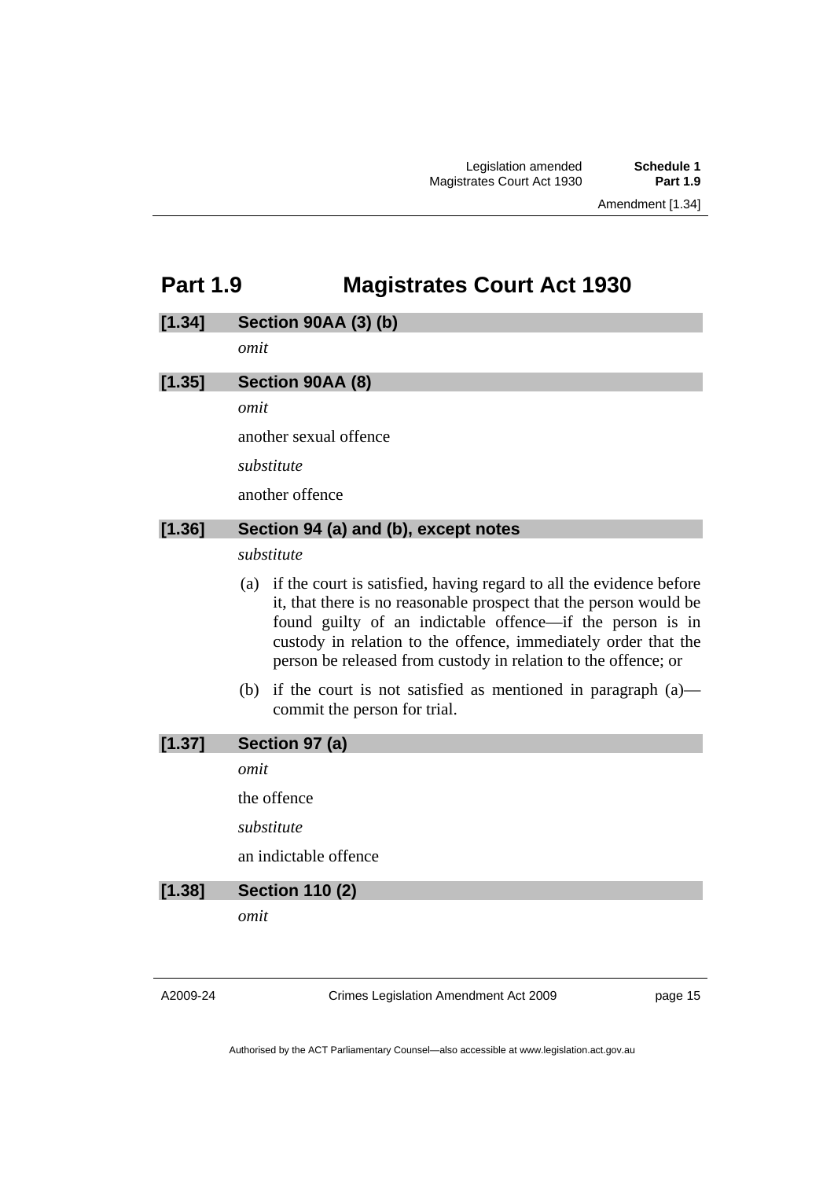## Part 1.9 Magistrates Court Act 1930

### [1.34] Section 90AA (3) (b)

*omit*

### [1.35] Section 90AA (8)

*omit*

another sexual offence

*substitute*

another offence

### [1.36] Section 94 (a) and (b), except notes

*substitute*

(a) if the court is satisfied, having regard to all the evidence before it, that there is no reasonable prospect that the person would be found guilty of an indictable offence—if the person is in custody in relation to the offence, immediately order that the person be released from custody in relation to the offence; or

(b) if the court is not satisfied as mentioned in paragraph (a)—commit the person for trial.

### [1.37] Section 97 (a)

*omit*

the offence

*substitute*

an indictable offence

### [1.38] Section 110 (2)

*omit*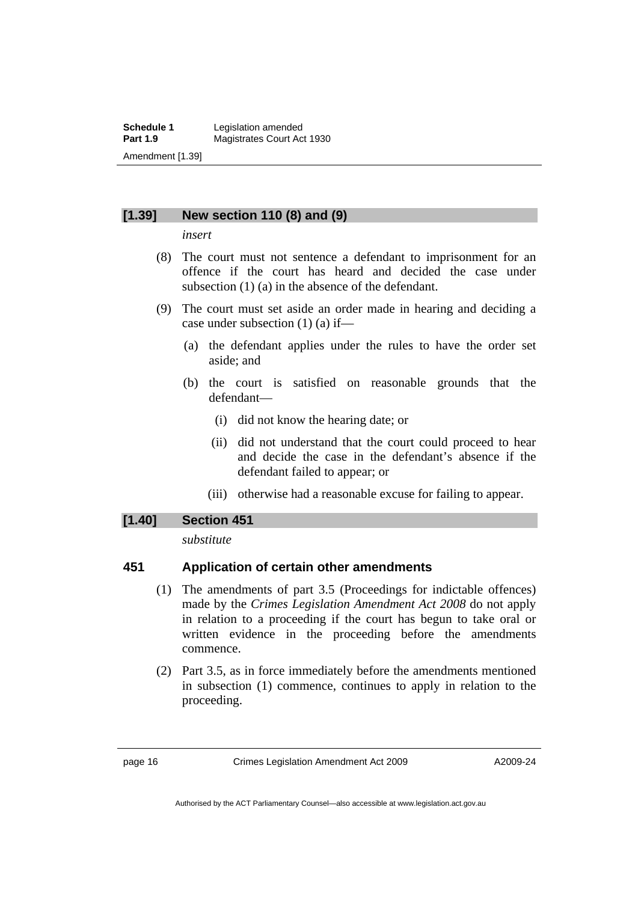### [1.39] New section 110 (8) and (9)

*insert*

(8) The court must not sentence a defendant to imprisonment for an offence if the court has heard and decided the case under subsection (1) (a) in the absence of the defendant.

(9) The court must set aside an order made in hearing and deciding a case under subsection (1) (a) if—

- (a) the defendant applies under the rules to have the order set aside; and
- (b) the court is satisfied on reasonable grounds that the defendant—
  - (i) did not know the hearing date; or
  - (ii) did not understand that the court could proceed to hear and decide the case in the defendant's absence if the defendant failed to appear; or
  - (iii) otherwise had a reasonable excuse for failing to appear.

### [1.40] Section 451

*substitute*

## 451 Application of certain other amendments

(1) The amendments of part 3.5 (Proceedings for indictable offences) made by the *Crimes Legislation Amendment Act 2008* do not apply in relation to a proceeding if the court has begun to take oral or written evidence in the proceeding before the amendments commence.

(2) Part 3.5, as in force immediately before the amendments mentioned in subsection (1) commence, continues to apply in relation to the proceeding.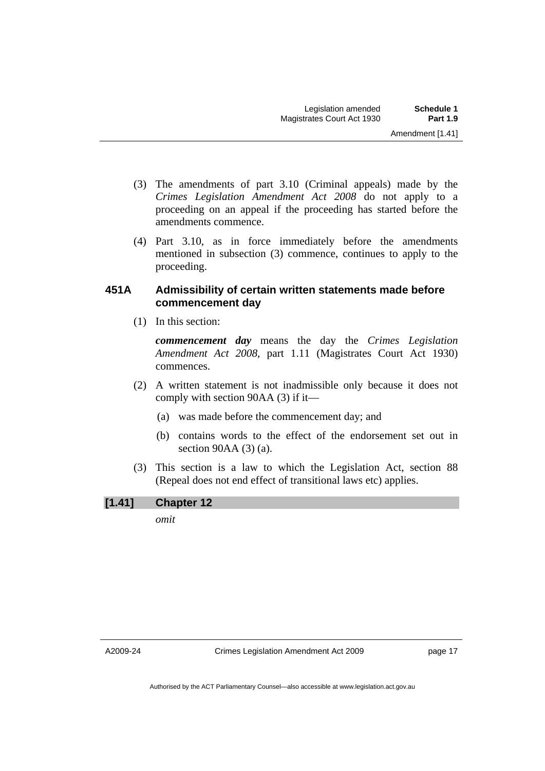(3) The amendments of part 3.10 (Criminal appeals) made by the *Crimes Legislation Amendment Act 2008* do not apply to a proceeding on an appeal if the proceeding has started before the amendments commence.

(4) Part 3.10, as in force immediately before the amendments mentioned in subsection (3) commence, continues to apply to the proceeding.

### 451A Admissibility of certain written statements made before commencement day

(1) In this section:

***commencement day*** means the day the *Crimes Legislation Amendment Act 2008*, part 1.11 (Magistrates Court Act 1930) commences.

(2) A written statement is not inadmissible only because it does not comply with section 90AA (3) if it—

(a) was made before the commencement day; and

(b) contains words to the effect of the endorsement set out in section 90AA (3) (a).

(3) This section is a law to which the Legislation Act, section 88 (Repeal does not end effect of transitional laws etc) applies.

### [1.41] Chapter 12

*omit*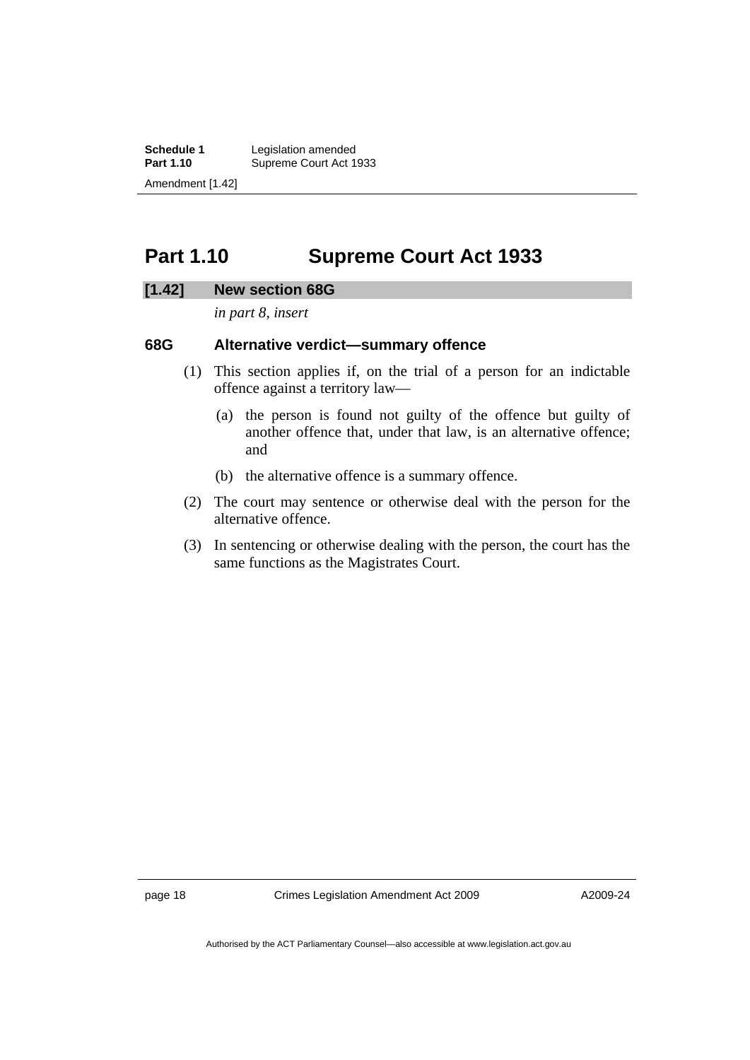## Part 1.10 Supreme Court Act 1933

### [1.42] New section 68G

*in part 8, insert*

### 68G Alternative verdict—summary offence

(1) This section applies if, on the trial of a person for an indictable offence against a territory law—

(a) the person is found not guilty of the offence but guilty of another offence that, under that law, is an alternative offence; and

(b) the alternative offence is a summary offence.

(2) The court may sentence or otherwise deal with the person for the alternative offence.

(3) In sentencing or otherwise dealing with the person, the court has the same functions as the Magistrates Court.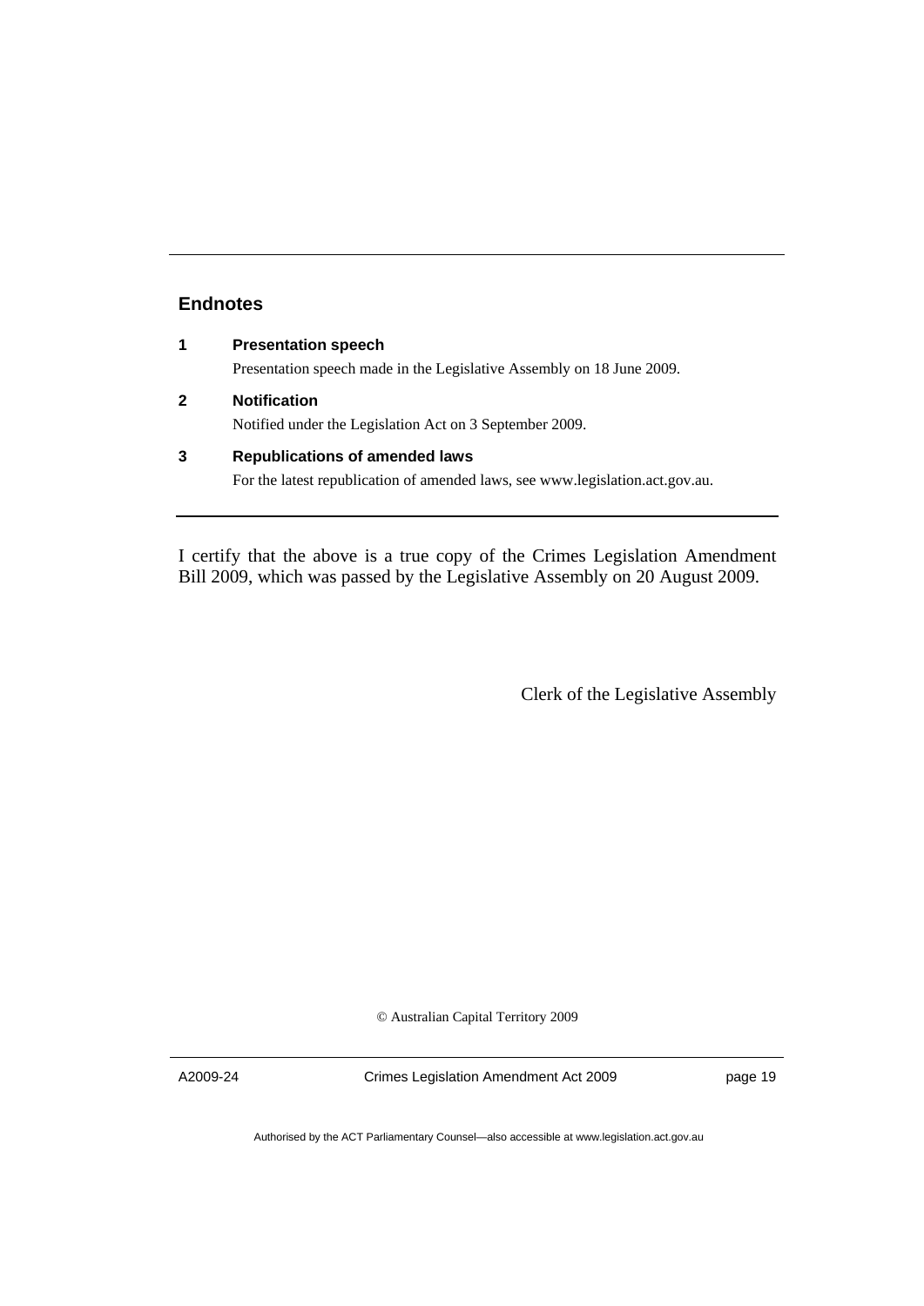## Endnotes

**1 Presentation speech**

Presentation speech made in the Legislative Assembly on 18 June 2009.

**2 Notification**

Notified under the Legislation Act on 3 September 2009.

**3 Republications of amended laws**

For the latest republication of amended laws, see www.legislation.act.gov.au.

---

I certify that the above is a true copy of the Crimes Legislation Amendment Bill 2009, which was passed by the Legislative Assembly on 20 August 2009.

Clerk of the Legislative Assembly

© Australian Capital Territory 2009